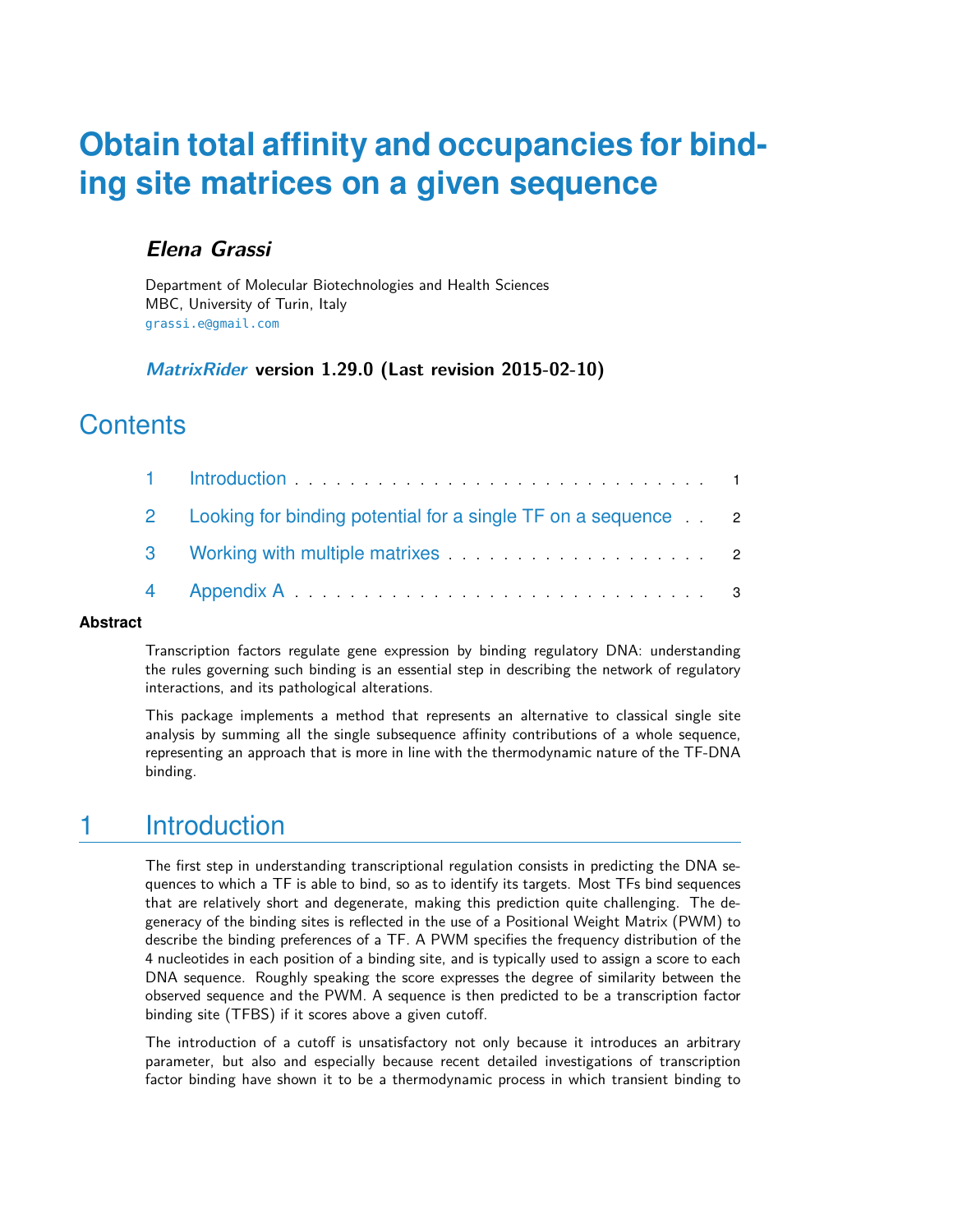# Obtain total affinity and occupancies for binding site matrices on a given sequence

### *Elena Grassi*

Department of Molecular Biotechnologies and Health Sciences
MBC, University of Turin, Italy
grassi.e@gmail.com

***MatrixRider*** **version 1.29.0 (Last revision 2015-02-10)**

## Contents

1 Introduction . . . . . . . . . . . . . . . . . . . . . . . . . . . . . 1

2 Looking for binding potential for a single TF on a sequence . . 2

3 Working with multiple matrixes . . . . . . . . . . . . . . . . . . . 2

4 Appendix A . . . . . . . . . . . . . . . . . . . . . . . . . . . . . 3

**Abstract**

Transcription factors regulate gene expression by binding regulatory DNA: understanding the rules governing such binding is an essential step in describing the network of regulatory interactions, and its pathological alterations.

This package implements a method that represents an alternative to classical single site analysis by summing all the single subsequence affinity contributions of a whole sequence, representing an approach that is more in line with the thermodynamic nature of the TF-DNA binding.

## 1 Introduction

The first step in understanding transcriptional regulation consists in predicting the DNA sequences to which a TF is able to bind, so as to identify its targets. Most TFs bind sequences that are relatively short and degenerate, making this prediction quite challenging. The degeneracy of the binding sites is reflected in the use of a Positional Weight Matrix (PWM) to describe the binding preferences of a TF. A PWM specifies the frequency distribution of the 4 nucleotides in each position of a binding site, and is typically used to assign a score to each DNA sequence. Roughly speaking the score expresses the degree of similarity between the observed sequence and the PWM. A sequence is then predicted to be a transcription factor binding site (TFBS) if it scores above a given cutoff.

The introduction of a cutoff is unsatisfactory not only because it introduces an arbitrary parameter, but also and especially because recent detailed investigations of transcription factor binding have shown it to be a thermodynamic process in which transient binding to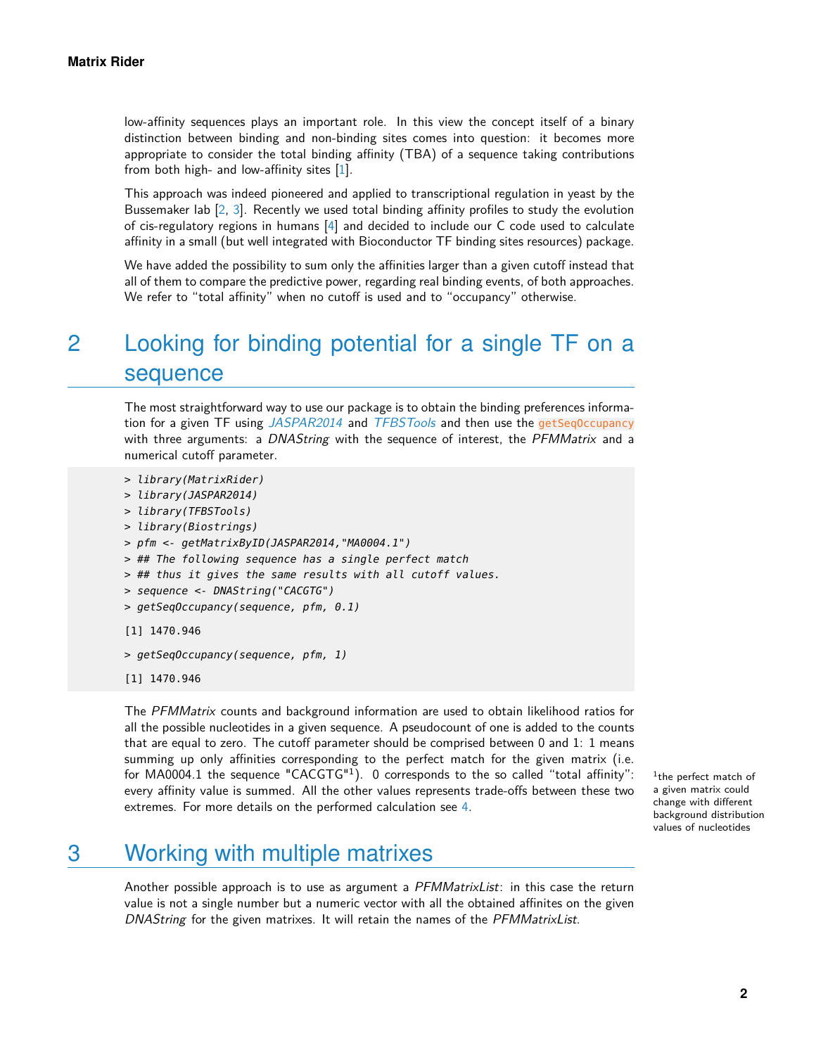low-affinity sequences plays an important role. In this view the concept itself of a binary distinction between binding and non-binding sites comes into question: it becomes more appropriate to consider the total binding affinity (TBA) of a sequence taking contributions from both high- and low-affinity sites [1].

This approach was indeed pioneered and applied to transcriptional regulation in yeast by the Bussemaker lab [2, 3]. Recently we used total binding affinity profiles to study the evolution of cis-regulatory regions in humans [4] and decided to include our C code used to calculate affinity in a small (but well integrated with Bioconductor TF binding sites resources) package.

We have added the possibility to sum only the affinities larger than a given cutoff instead that all of them to compare the predictive power, regarding real binding events, of both approaches. We refer to "total affinity" when no cutoff is used and to "occupancy" otherwise.

# 2 Looking for binding potential for a single TF on a sequence

The most straightforward way to use our package is to obtain the binding preferences information for a given TF using *JASPAR2014* and *TFBSTools* and then use the `getSeqOccupancy` with three arguments: a *DNAString* with the sequence of interest, the *PFMMatrix* and a numerical cutoff parameter.

```
> library(MatrixRider)
> library(JASPAR2014)
> library(TFBSTools)
> library(Biostrings)
> pfm <- getMatrixByID(JASPAR2014,"MA0004.1")
> ## The following sequence has a single perfect match
> ## thus it gives the same results with all cutoff values.
> sequence <- DNAString("CACGTG")
> getSeqOccupancy(sequence, pfm, 0.1)

[1] 1470.946

> getSeqOccupancy(sequence, pfm, 1)

[1] 1470.946
```

The *PFMMatrix* counts and background information are used to obtain likelihood ratios for all the possible nucleotides in a given sequence. A pseudocount of one is added to the counts that are equal to zero. The cutoff parameter should be comprised between 0 and 1: 1 means summing up only affinities corresponding to the perfect match for the given matrix (i.e. for MA0004.1 the sequence "CACGTG"[1]). 0 corresponds to the so called "total affinity": every affinity value is summed. All the other values represents trade-offs between these two extremes. For more details on the performed calculation see 4.

[1] the perfect match of a given matrix could change with different background distribution values of nucleotides

# 3 Working with multiple matrixes

Another possible approach is to use as argument a *PFMMatrixList*: in this case the return value is not a single number but a numeric vector with all the obtained affinites on the given *DNAString* for the given matrixes. It will retain the names of the *PFMMatrixList*.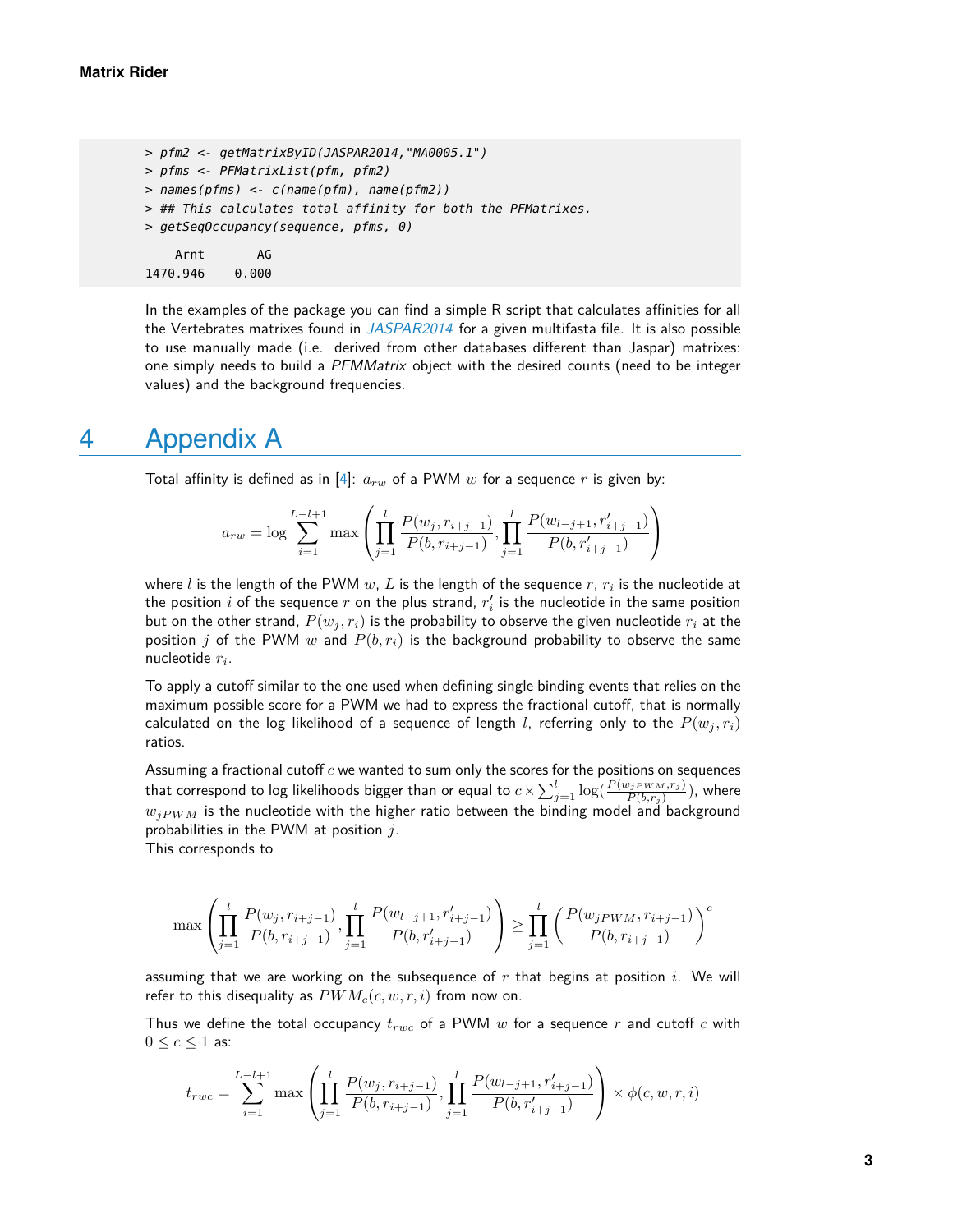```
> pfm2 <- getMatrixByID(JASPAR2014,"MA0005.1")
> pfms <- PFMatrixList(pfm, pfm2)
> names(pfms) <- c(name(pfm), name(pfm2))
> ## This calculates total affinity for both the PFMatrixes.
> getSeqOccupancy(sequence, pfms, 0)

    Arnt       AG
1470.946    0.000
```

In the examples of the package you can find a simple R script that calculates affinities for all the Vertebrates matrixes found in *JASPAR2014* for a given multifasta file. It is also possible to use manually made (i.e. derived from other databases different than Jaspar) matrixes: one simply needs to build a *PFMMatrix* object with the desired counts (need to be integer values) and the background frequencies.

# 4 Appendix A

Total affinity is defined as in [4]: $a_{rw}$ of a PWM $w$ for a sequence $r$ is given by:

$$a_{rw} = \log \sum_{i=1}^{L-l+1} \max \left( \prod_{j=1}^{l} \frac{P(w_j, r_{i+j-1})}{P(b, r_{i+j-1})}, \prod_{j=1}^{l} \frac{P(w_{l-j+1}, r'_{i+j-1})}{P(b, r'_{i+j-1})} \right)$$

where $l$ is the length of the PWM $w$, $L$ is the length of the sequence $r$, $r_i$ is the nucleotide at the position $i$ of the sequence $r$ on the plus strand, $r'_i$ is the nucleotide in the same position but on the other strand, $P(w_j, r_i)$ is the probability to observe the given nucleotide $r_i$ at the position $j$ of the PWM $w$ and $P(b, r_i)$ is the background probability to observe the same nucleotide $r_i$.

To apply a cutoff similar to the one used when defining single binding events that relies on the maximum possible score for a PWM we had to express the fractional cutoff, that is normally calculated on the log likelihood of a sequence of length $l$, referring only to the $P(w_j, r_i)$ ratios.

Assuming a fractional cutoff $c$ we wanted to sum only the scores for the positions on sequences that correspond to log likelihoods bigger than or equal to $c \times \sum_{j=1}^{l} \log(\frac{P(w_{jPWM}, r_j)}{P(b, r_j)})$, where $w_{jPWM}$ is the nucleotide with the higher ratio between the binding model and background probabilities in the PWM at position $j$.
This corresponds to

$$\max \left( \prod_{j=1}^{l} \frac{P(w_j, r_{i+j-1})}{P(b, r_{i+j-1})}, \prod_{j=1}^{l} \frac{P(w_{l-j+1}, r'_{i+j-1})}{P(b, r'_{i+j-1})} \right) \geq \prod_{j=1}^{l} \left( \frac{P(w_{jPWM}, r_{i+j-1})}{P(b, r_{i+j-1})} \right)^c$$

assuming that we are working on the subsequence of $r$ that begins at position $i$. We will refer to this disequality as $PWM_c(c, w, r, i)$ from now on.

Thus we define the total occupancy $t_{rwc}$ of a PWM $w$ for a sequence $r$ and cutoff $c$ with $0 \leq c \leq 1$ as:

$$t_{rwc} = \sum_{i=1}^{L-l+1} \max \left( \prod_{j=1}^{l} \frac{P(w_j, r_{i+j-1})}{P(b, r_{i+j-1})}, \prod_{j=1}^{l} \frac{P(w_{l-j+1}, r'_{i+j-1})}{P(b, r'_{i+j-1})} \right) \times \phi(c, w, r, i)$$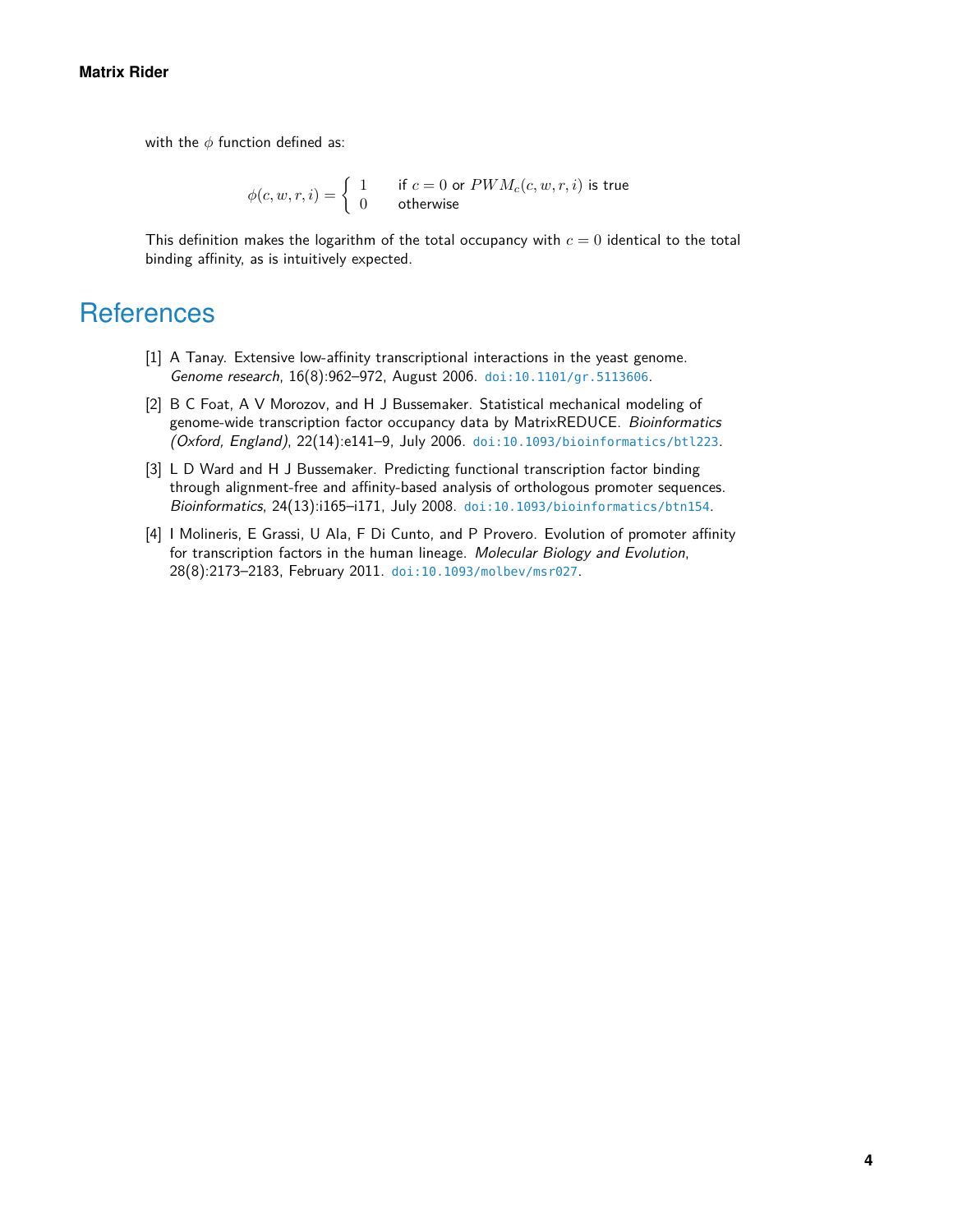with the $\phi$ function defined as:

$$\phi(c, w, r, i) = \begin{cases} 1 & \text{if } c = 0 \text{ or } PWM_c(c, w, r, i) \text{ is true} \\ 0 & \text{otherwise} \end{cases}$$

This definition makes the logarithm of the total occupancy with $c = 0$ identical to the total binding affinity, as is intuitively expected.

# References

[1] A Tanay. Extensive low-affinity transcriptional interactions in the yeast genome. *Genome research*, 16(8):962–972, August 2006. doi:10.1101/gr.5113606.

[2] B C Foat, A V Morozov, and H J Bussemaker. Statistical mechanical modeling of genome-wide transcription factor occupancy data by MatrixREDUCE. *Bioinformatics (Oxford, England)*, 22(14):e141–9, July 2006. doi:10.1093/bioinformatics/btl223.

[3] L D Ward and H J Bussemaker. Predicting functional transcription factor binding through alignment-free and affinity-based analysis of orthologous promoter sequences. *Bioinformatics*, 24(13):i165–i171, July 2008. doi:10.1093/bioinformatics/btn154.

[4] I Molineris, E Grassi, U Ala, F Di Cunto, and P Provero. Evolution of promoter affinity for transcription factors in the human lineage. *Molecular Biology and Evolution*, 28(8):2173–2183, February 2011. doi:10.1093/molbev/msr027.